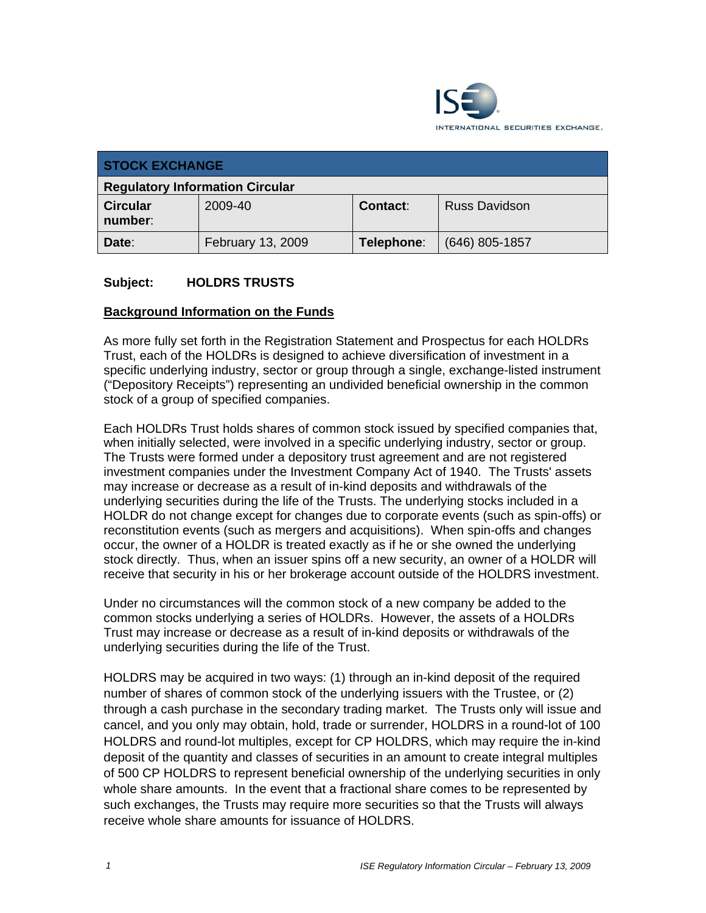| STOCK EXCHANGE | | | |
|---|---|---|---|
| **Regulatory Information Circular** | | | |
| **Circular number**: | 2009-40 | **Contact**: | Russ Davidson |
| **Date**: | February 13, 2009 | **Telephone**: | (646) 805-1857 |

**Subject: HOLDRS TRUSTS**

## Background Information on the Funds

As more fully set forth in the Registration Statement and Prospectus for each HOLDRs Trust, each of the HOLDRs is designed to achieve diversification of investment in a specific underlying industry, sector or group through a single, exchange-listed instrument ("Depository Receipts") representing an undivided beneficial ownership in the common stock of a group of specified companies.

Each HOLDRs Trust holds shares of common stock issued by specified companies that, when initially selected, were involved in a specific underlying industry, sector or group. The Trusts were formed under a depository trust agreement and are not registered investment companies under the Investment Company Act of 1940. The Trusts' assets may increase or decrease as a result of in-kind deposits and withdrawals of the underlying securities during the life of the Trusts. The underlying stocks included in a HOLDR do not change except for changes due to corporate events (such as spin-offs) or reconstitution events (such as mergers and acquisitions). When spin-offs and changes occur, the owner of a HOLDR is treated exactly as if he or she owned the underlying stock directly. Thus, when an issuer spins off a new security, an owner of a HOLDR will receive that security in his or her brokerage account outside of the HOLDRS investment.

Under no circumstances will the common stock of a new company be added to the common stocks underlying a series of HOLDRs. However, the assets of a HOLDRs Trust may increase or decrease as a result of in-kind deposits or withdrawals of the underlying securities during the life of the Trust.

HOLDRS may be acquired in two ways: (1) through an in-kind deposit of the required number of shares of common stock of the underlying issuers with the Trustee, or (2) through a cash purchase in the secondary trading market. The Trusts only will issue and cancel, and you only may obtain, hold, trade or surrender, HOLDRS in a round-lot of 100 HOLDRS and round-lot multiples, except for CP HOLDRS, which may require the in-kind deposit of the quantity and classes of securities in an amount to create integral multiples of 500 CP HOLDRS to represent beneficial ownership of the underlying securities in only whole share amounts. In the event that a fractional share comes to be represented by such exchanges, the Trusts may require more securities so that the Trusts will always receive whole share amounts for issuance of HOLDRS.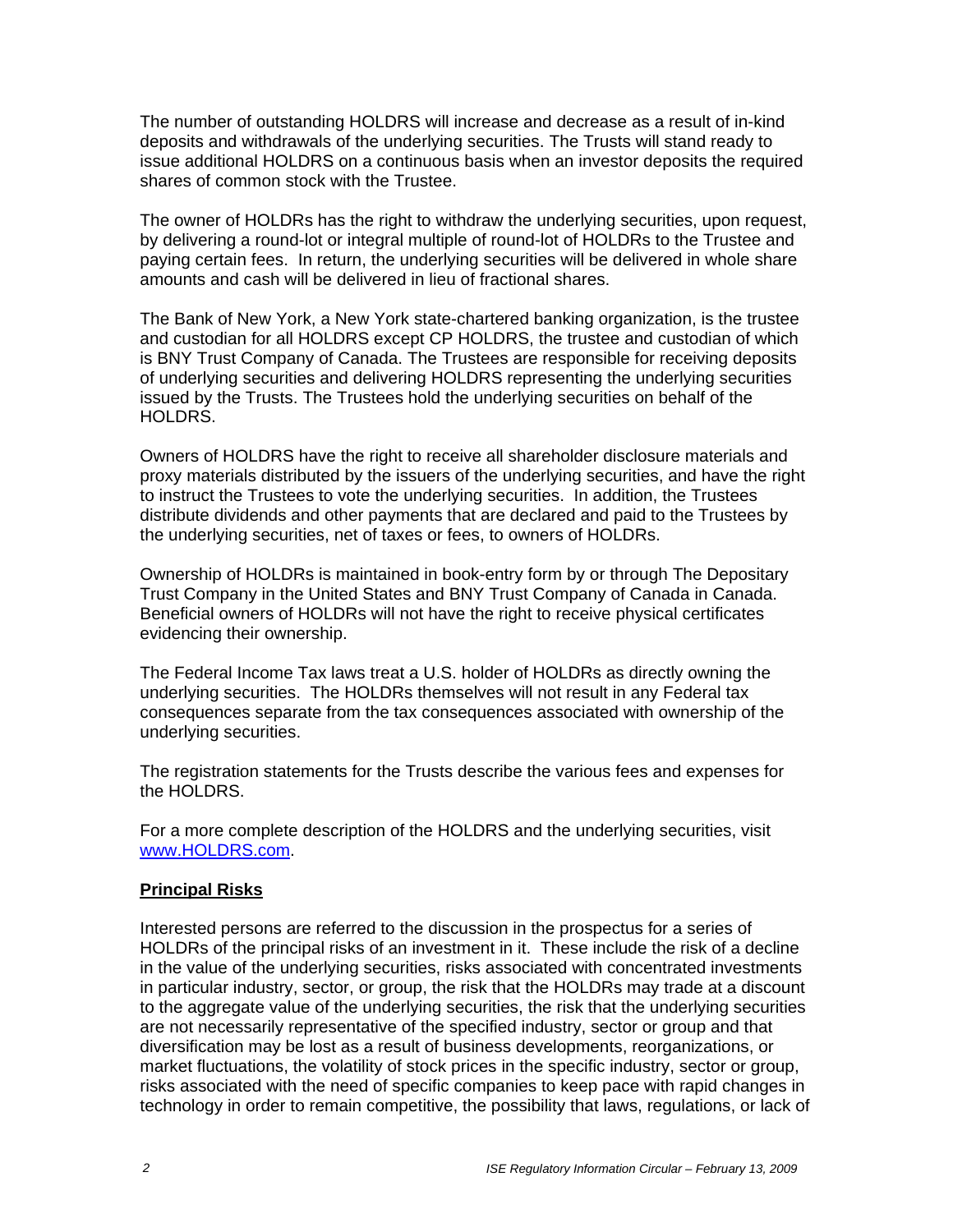The number of outstanding HOLDRS will increase and decrease as a result of in-kind deposits and withdrawals of the underlying securities. The Trusts will stand ready to issue additional HOLDRS on a continuous basis when an investor deposits the required shares of common stock with the Trustee.

The owner of HOLDRs has the right to withdraw the underlying securities, upon request, by delivering a round-lot or integral multiple of round-lot of HOLDRs to the Trustee and paying certain fees. In return, the underlying securities will be delivered in whole share amounts and cash will be delivered in lieu of fractional shares.

The Bank of New York, a New York state-chartered banking organization, is the trustee and custodian for all HOLDRS except CP HOLDRS, the trustee and custodian of which is BNY Trust Company of Canada. The Trustees are responsible for receiving deposits of underlying securities and delivering HOLDRS representing the underlying securities issued by the Trusts. The Trustees hold the underlying securities on behalf of the HOLDRS.

Owners of HOLDRS have the right to receive all shareholder disclosure materials and proxy materials distributed by the issuers of the underlying securities, and have the right to instruct the Trustees to vote the underlying securities. In addition, the Trustees distribute dividends and other payments that are declared and paid to the Trustees by the underlying securities, net of taxes or fees, to owners of HOLDRs.

Ownership of HOLDRs is maintained in book-entry form by or through The Depositary Trust Company in the United States and BNY Trust Company of Canada in Canada. Beneficial owners of HOLDRs will not have the right to receive physical certificates evidencing their ownership.

The Federal Income Tax laws treat a U.S. holder of HOLDRs as directly owning the underlying securities. The HOLDRs themselves will not result in any Federal tax consequences separate from the tax consequences associated with ownership of the underlying securities.

The registration statements for the Trusts describe the various fees and expenses for the HOLDRS.

For a more complete description of the HOLDRS and the underlying securities, visit [www.HOLDRS.com](http://www.HOLDRS.com).

**Principal Risks**

Interested persons are referred to the discussion in the prospectus for a series of HOLDRs of the principal risks of an investment in it. These include the risk of a decline in the value of the underlying securities, risks associated with concentrated investments in particular industry, sector, or group, the risk that the HOLDRs may trade at a discount to the aggregate value of the underlying securities, the risk that the underlying securities are not necessarily representative of the specified industry, sector or group and that diversification may be lost as a result of business developments, reorganizations, or market fluctuations, the volatility of stock prices in the specific industry, sector or group, risks associated with the need of specific companies to keep pace with rapid changes in technology in order to remain competitive, the possibility that laws, regulations, or lack of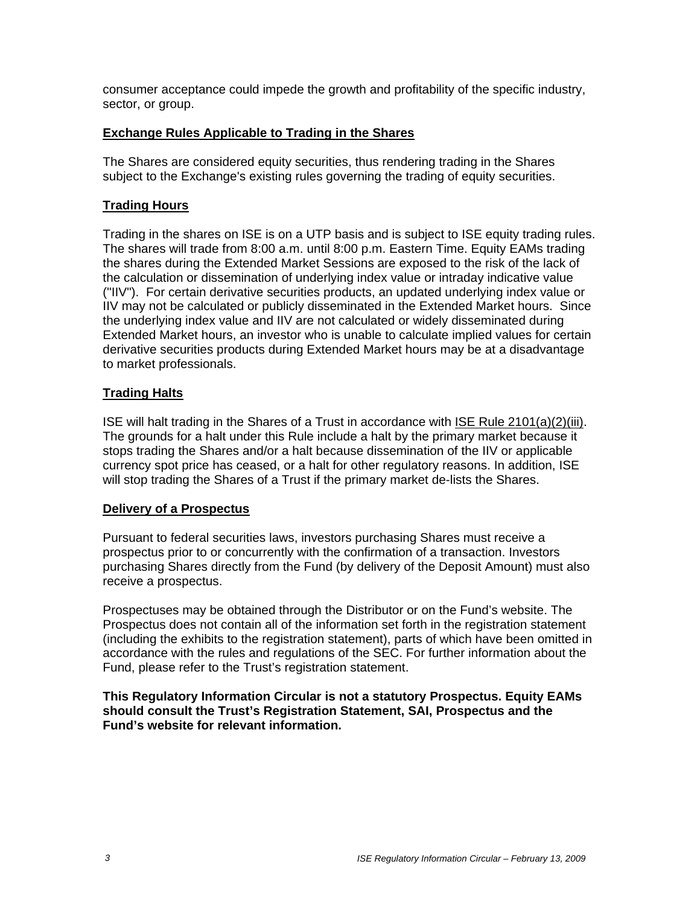consumer acceptance could impede the growth and profitability of the specific industry, sector, or group.

**Exchange Rules Applicable to Trading in the Shares**

The Shares are considered equity securities, thus rendering trading in the Shares subject to the Exchange's existing rules governing the trading of equity securities.

**Trading Hours**

Trading in the shares on ISE is on a UTP basis and is subject to ISE equity trading rules. The shares will trade from 8:00 a.m. until 8:00 p.m. Eastern Time. Equity EAMs trading the shares during the Extended Market Sessions are exposed to the risk of the lack of the calculation or dissemination of underlying index value or intraday indicative value ("IIV"). For certain derivative securities products, an updated underlying index value or IIV may not be calculated or publicly disseminated in the Extended Market hours. Since the underlying index value and IIV are not calculated or widely disseminated during Extended Market hours, an investor who is unable to calculate implied values for certain derivative securities products during Extended Market hours may be at a disadvantage to market professionals.

**Trading Halts**

ISE will halt trading in the Shares of a Trust in accordance with ISE Rule 2101(a)(2)(iii). The grounds for a halt under this Rule include a halt by the primary market because it stops trading the Shares and/or a halt because dissemination of the IIV or applicable currency spot price has ceased, or a halt for other regulatory reasons. In addition, ISE will stop trading the Shares of a Trust if the primary market de-lists the Shares.

**Delivery of a Prospectus**

Pursuant to federal securities laws, investors purchasing Shares must receive a prospectus prior to or concurrently with the confirmation of a transaction. Investors purchasing Shares directly from the Fund (by delivery of the Deposit Amount) must also receive a prospectus.

Prospectuses may be obtained through the Distributor or on the Fund's website. The Prospectus does not contain all of the information set forth in the registration statement (including the exhibits to the registration statement), parts of which have been omitted in accordance with the rules and regulations of the SEC. For further information about the Fund, please refer to the Trust's registration statement.

**This Regulatory Information Circular is not a statutory Prospectus. Equity EAMs should consult the Trust's Registration Statement, SAI, Prospectus and the Fund's website for relevant information.**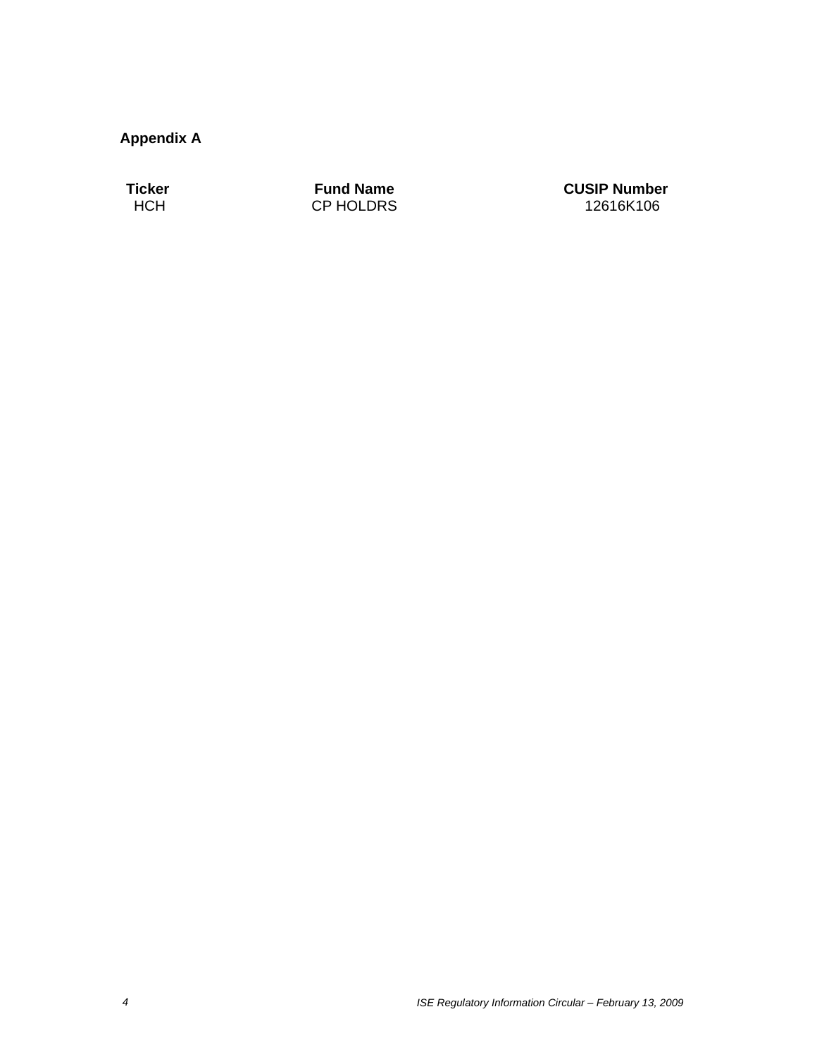**Appendix A**

| Ticker | Fund Name | CUSIP Number |
|---|---|---|
| HCH | CP HOLDRS | 12616K106 |